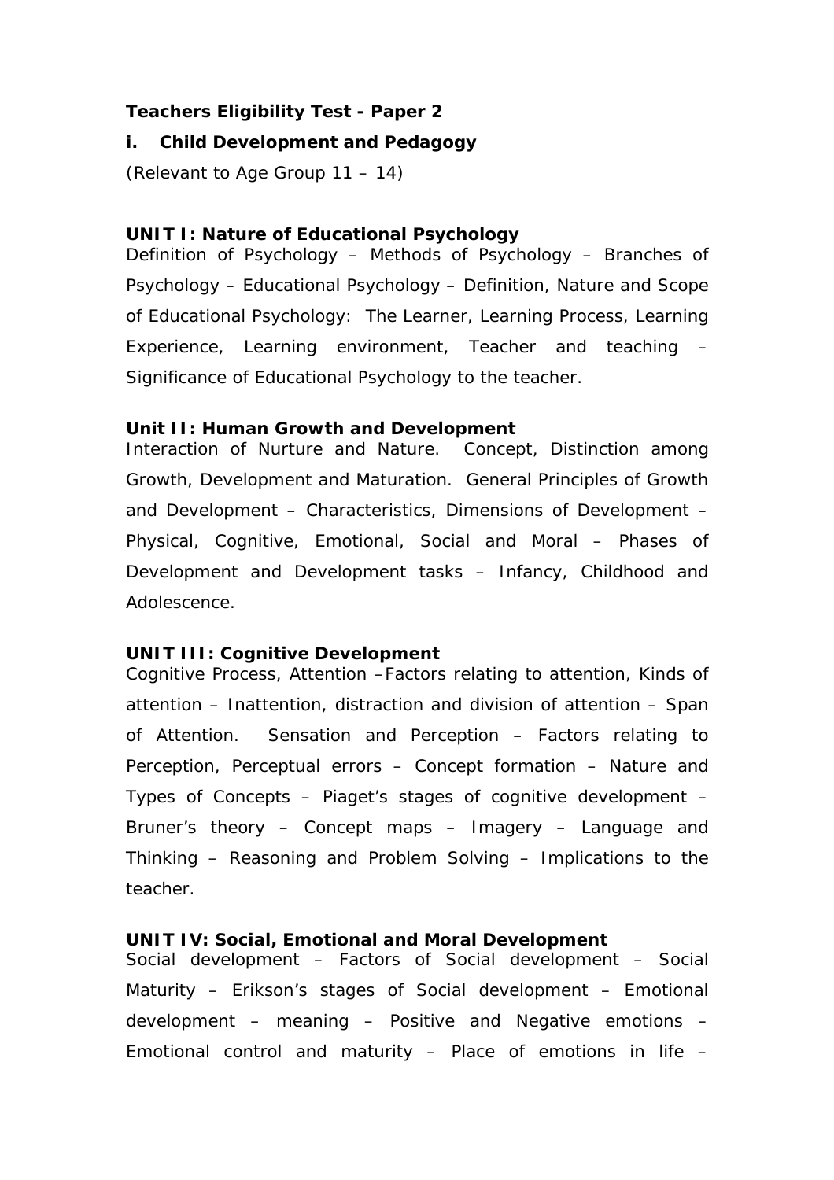**Teachers Eligibility Test - Paper 2**

**i. Child Development and Pedagogy**

(Relevant to Age Group 11 – 14)

**UNIT I: Nature of Educational Psychology**

Definition of Psychology – Methods of Psychology – Branches of Psychology – Educational Psychology – Definition, Nature and Scope of Educational Psychology: The Learner, Learning Process, Learning Experience, Learning environment, Teacher and teaching – Significance of Educational Psychology to the teacher.

**Unit II: Human Growth and Development**

Interaction of Nurture and Nature. Concept, Distinction among Growth, Development and Maturation. General Principles of Growth and Development – Characteristics, Dimensions of Development – Physical, Cognitive, Emotional, Social and Moral – Phases of Development and Development tasks – Infancy, Childhood and Adolescence.

**UNIT III: Cognitive Development**

Cognitive Process, Attention –Factors relating to attention, Kinds of attention – Inattention, distraction and division of attention – Span of Attention. Sensation and Perception – Factors relating to Perception, Perceptual errors – Concept formation – Nature and Types of Concepts – Piaget's stages of cognitive development – Bruner's theory – Concept maps – Imagery – Language and Thinking – Reasoning and Problem Solving – Implications to the teacher.

**UNIT IV: Social, Emotional and Moral Development**

Social development – Factors of Social development – Social Maturity – Erikson's stages of Social development – Emotional development – meaning – Positive and Negative emotions – Emotional control and maturity – Place of emotions in life –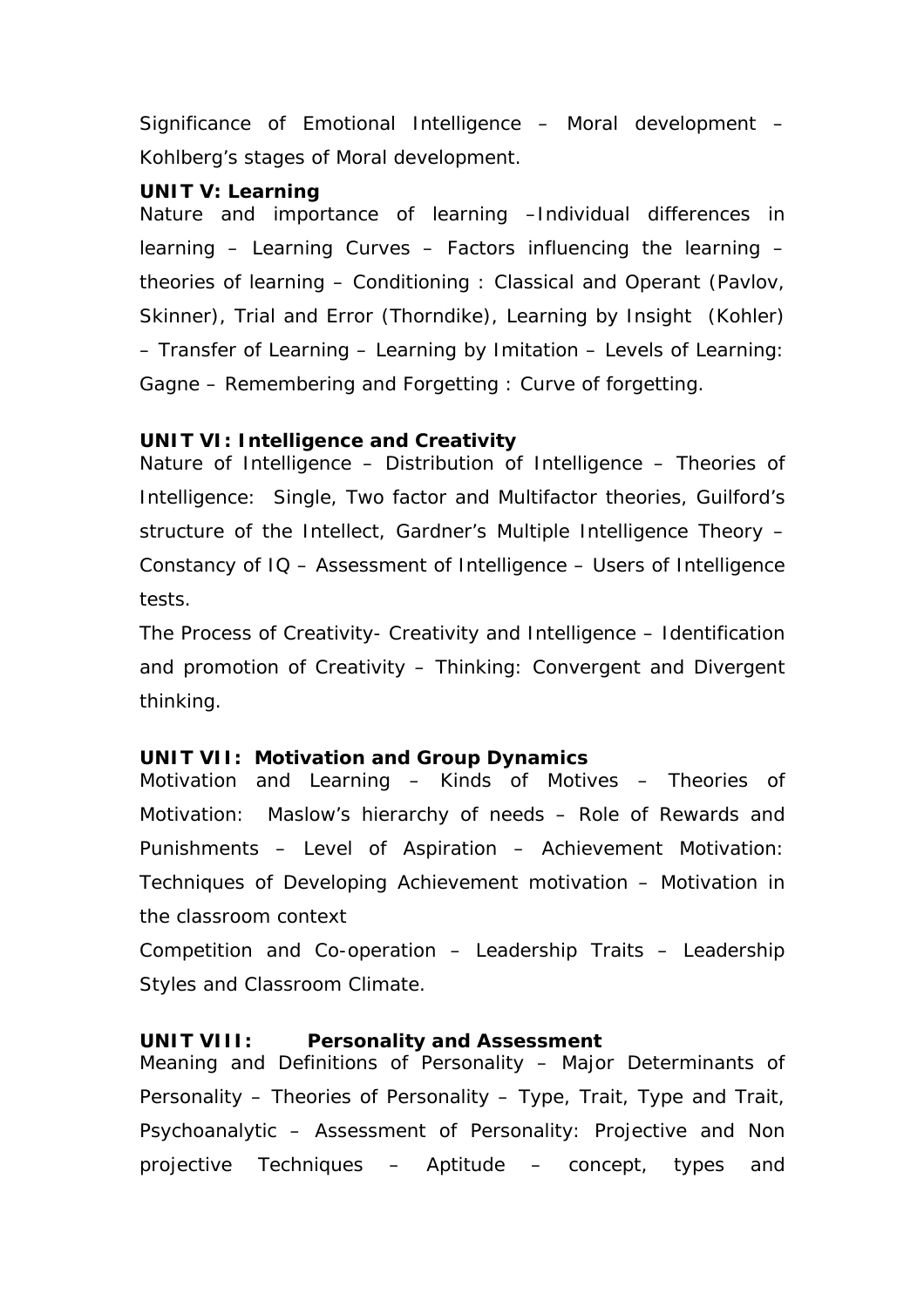Significance of Emotional Intelligence – Moral development – Kohlberg's stages of Moral development.

**UNIT V: Learning**

Nature and importance of learning –Individual differences in learning – Learning Curves – Factors influencing the learning – theories of learning – Conditioning : Classical and Operant (Pavlov, Skinner), Trial and Error (Thorndike), Learning by Insight (Kohler) – Transfer of Learning – Learning by Imitation – Levels of Learning: Gagne – Remembering and Forgetting : Curve of forgetting.

**UNIT VI: Intelligence and Creativity**

Nature of Intelligence – Distribution of Intelligence – Theories of Intelligence: Single, Two factor and Multifactor theories, Guilford's structure of the Intellect, Gardner's Multiple Intelligence Theory – Constancy of IQ – Assessment of Intelligence – Users of Intelligence tests.

The Process of Creativity- Creativity and Intelligence – Identification and promotion of Creativity – Thinking: Convergent and Divergent thinking.

**UNIT VII: Motivation and Group Dynamics**

Motivation and Learning – Kinds of Motives – Theories of Motivation: Maslow's hierarchy of needs – Role of Rewards and Punishments – Level of Aspiration – Achievement Motivation: Techniques of Developing Achievement motivation – Motivation in the classroom context

Competition and Co-operation – Leadership Traits – Leadership Styles and Classroom Climate.

**UNIT VIII: Personality and Assessment**

Meaning and Definitions of Personality – Major Determinants of Personality – Theories of Personality – Type, Trait, Type and Trait, Psychoanalytic – Assessment of Personality: Projective and Non projective Techniques – Aptitude – concept, types and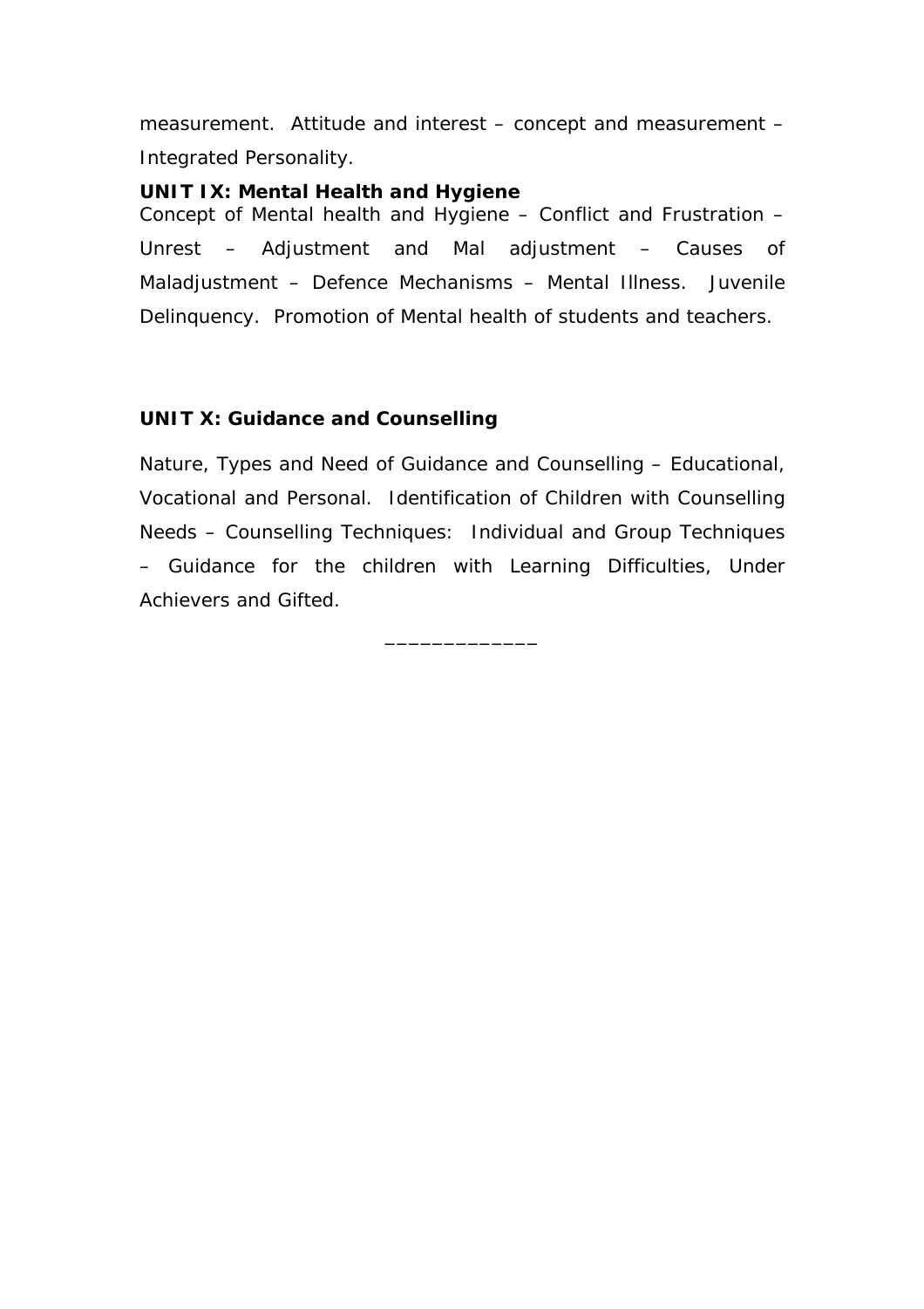measurement. Attitude and interest – concept and measurement – Integrated Personality.

**UNIT IX: Mental Health and Hygiene**

Concept of Mental health and Hygiene – Conflict and Frustration – Unrest – Adjustment and Mal adjustment – Causes of Maladjustment – Defence Mechanisms – Mental Illness. Juvenile Delinquency. Promotion of Mental health of students and teachers.

**UNIT X: Guidance and Counselling**

Nature, Types and Need of Guidance and Counselling – Educational, Vocational and Personal. Identification of Children with Counselling Needs – Counselling Techniques: Individual and Group Techniques – Guidance for the children with Learning Difficulties, Under Achievers and Gifted.

\_\_\_\_\_\_\_\_\_\_\_\_\_